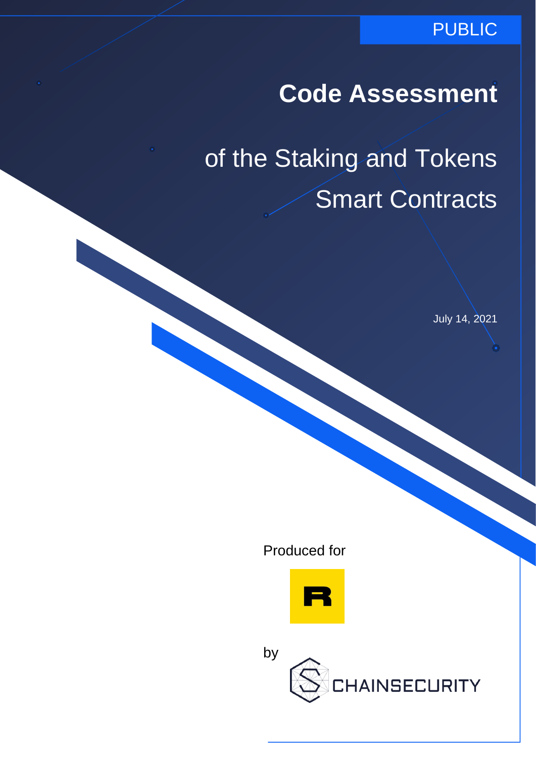PUBLIC

# Code Assessment

## of the Staking and Tokens Smart Contracts

July 14, 2021

Produced for

by

CHAINSECURITY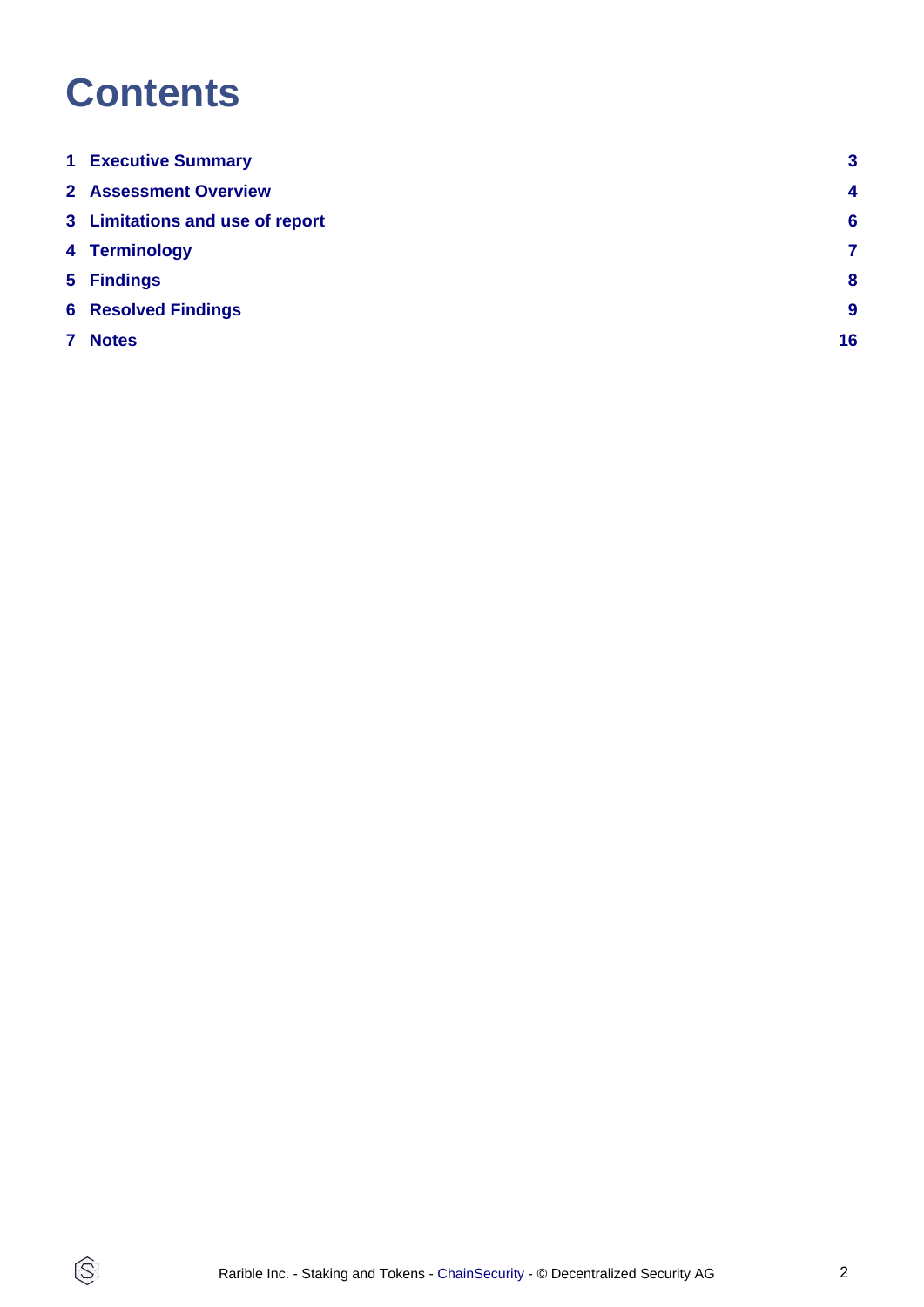# Contents

| | | |
|---|---|---|
| 1 | Executive Summary | 3 |
| 2 | Assessment Overview | 4 |
| 3 | Limitations and use of report | 6 |
| 4 | Terminology | 7 |
| 5 | Findings | 8 |
| 6 | Resolved Findings | 9 |
| 7 | Notes | 16 |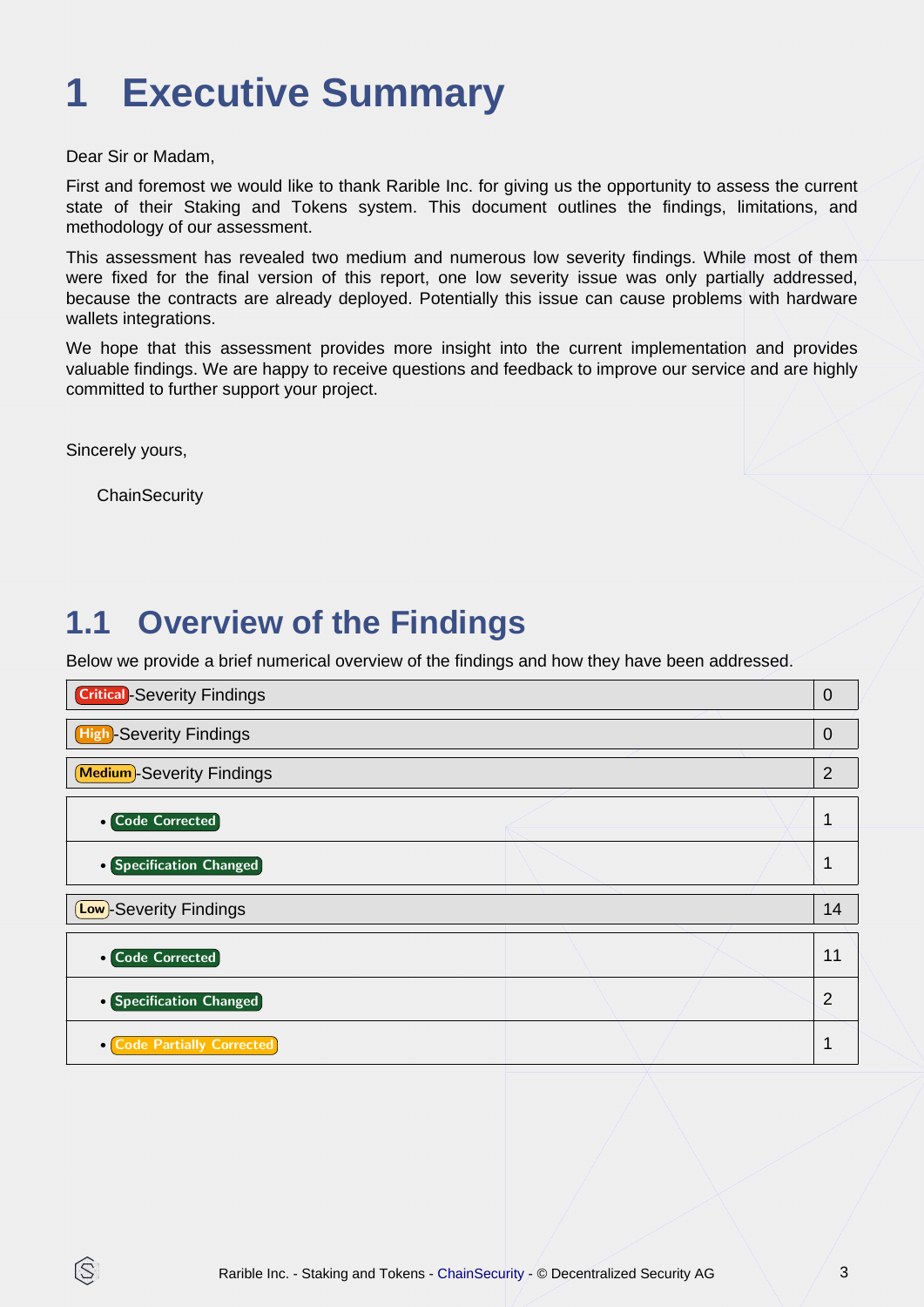# 1 Executive Summary

Dear Sir or Madam,

First and foremost we would like to thank Rarible Inc. for giving us the opportunity to assess the current state of their Staking and Tokens system. This document outlines the findings, limitations, and methodology of our assessment.

This assessment has revealed two medium and numerous low severity findings. While most of them were fixed for the final version of this report, one low severity issue was only partially addressed, because the contracts are already deployed. Potentially this issue can cause problems with hardware wallets integrations.

We hope that this assessment provides more insight into the current implementation and provides valuable findings. We are happy to receive questions and feedback to improve our service and are highly committed to further support your project.

Sincerely yours,

ChainSecurity

## 1.1 Overview of the Findings

Below we provide a brief numerical overview of the findings and how they have been addressed.

| Finding | Count |
|---|---|
| Critical-Severity Findings | 0 |
| High-Severity Findings | 0 |
| Medium-Severity Findings | 2 |
| • Code Corrected | 1 |
| • Specification Changed | 1 |
| Low-Severity Findings | 14 |
| • Code Corrected | 11 |
| • Specification Changed | 2 |
| • Code Partially Corrected | 1 |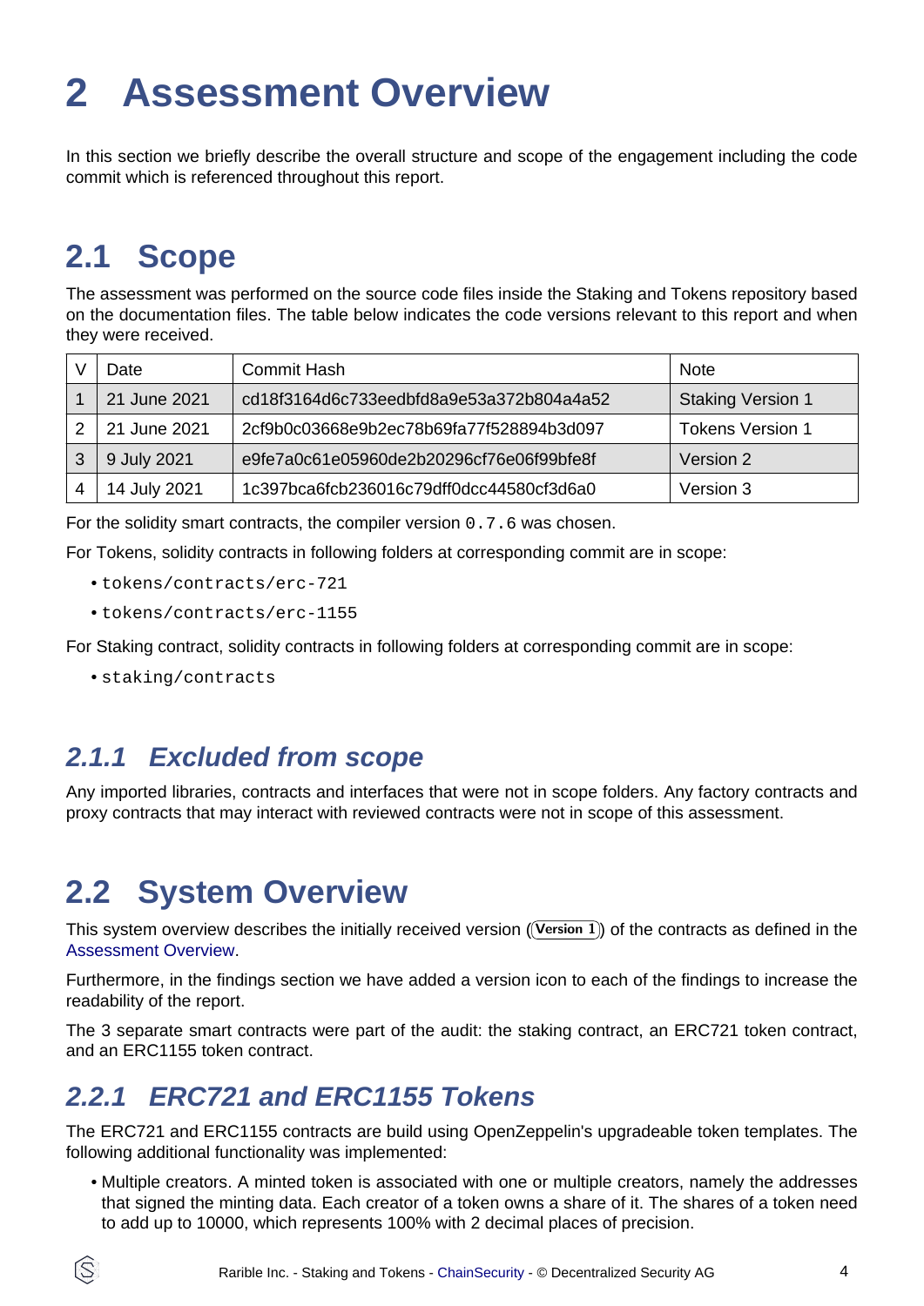# 2 Assessment Overview

In this section we briefly describe the overall structure and scope of the engagement including the code commit which is referenced throughout this report.

## 2.1 Scope

The assessment was performed on the source code files inside the Staking and Tokens repository based on the documentation files. The table below indicates the code versions relevant to this report and when they were received.

| V | Date | Commit Hash | Note |
|---|---|---|---|
| 1 | 21 June 2021 | cd18f3164d6c733eedbfd8a9e53a372b804a4a52 | Staking Version 1 |
| 2 | 21 June 2021 | 2cf9b0c03668e9b2ec78b69fa77f528894b3d097 | Tokens Version 1 |
| 3 | 9 July 2021 | e9fe7a0c61e05960de2b20296cf76e06f99bfe8f | Version 2 |
| 4 | 14 July 2021 | 1c397bca6fcb236016c79dff0dcc44580cf3d6a0 | Version 3 |

For the solidity smart contracts, the compiler version `0.7.6` was chosen.

For Tokens, solidity contracts in following folders at corresponding commit are in scope:

- `tokens/contracts/erc-721`
- `tokens/contracts/erc-1155`

For Staking contract, solidity contracts in following folders at corresponding commit are in scope:

- `staking/contracts`

### *2.1.1 Excluded from scope*

Any imported libraries, contracts and interfaces that were not in scope folders. Any factory contracts and proxy contracts that may interact with reviewed contracts were not in scope of this assessment.

## 2.2 System Overview

This system overview describes the initially received version (**Version 1**) of the contracts as defined in the Assessment Overview.

Furthermore, in the findings section we have added a version icon to each of the findings to increase the readability of the report.

The 3 separate smart contracts were part of the audit: the staking contract, an ERC721 token contract, and an ERC1155 token contract.

### *2.2.1 ERC721 and ERC1155 Tokens*

The ERC721 and ERC1155 contracts are build using OpenZeppelin's upgradeable token templates. The following additional functionality was implemented:

- Multiple creators. A minted token is associated with one or multiple creators, namely the addresses that signed the minting data. Each creator of a token owns a share of it. The shares of a token need to add up to 10000, which represents 100% with 2 decimal places of precision.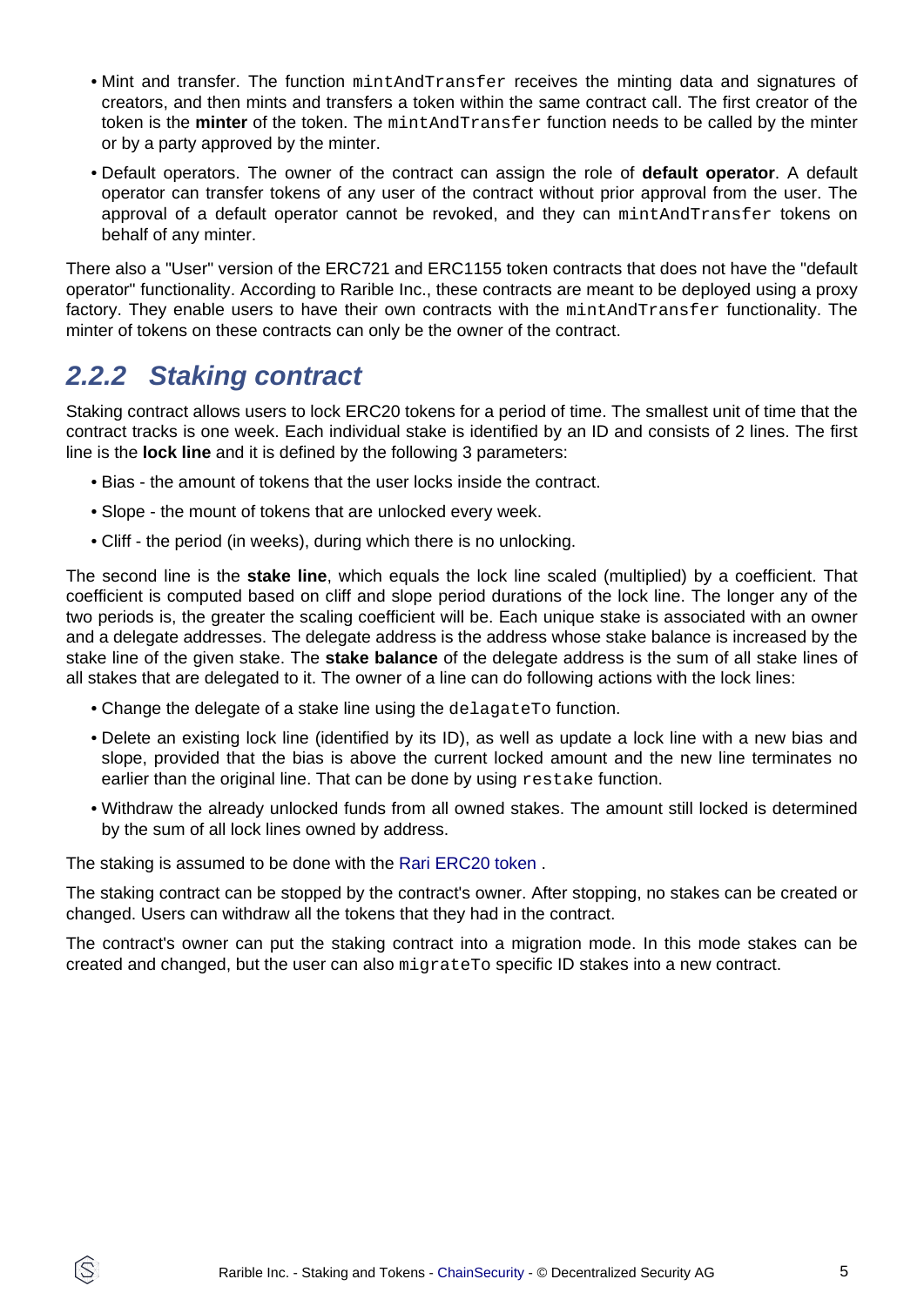- Mint and transfer. The function `mintAndTransfer` receives the minting data and signatures of creators, and then mints and transfers a token within the same contract call. The first creator of the token is the **minter** of the token. The `mintAndTransfer` function needs to be called by the minter or by a party approved by the minter.
- Default operators. The owner of the contract can assign the role of **default operator**. A default operator can transfer tokens of any user of the contract without prior approval from the user. The approval of a default operator cannot be revoked, and they can `mintAndTransfer` tokens on behalf of any minter.

There also a "User" version of the ERC721 and ERC1155 token contracts that does not have the "default operator" functionality. According to Rarible Inc., these contracts are meant to be deployed using a proxy factory. They enable users to have their own contracts with the `mintAndTransfer` functionality. The minter of tokens on these contracts can only be the owner of the contract.

### *2.2.2 Staking contract*

Staking contract allows users to lock ERC20 tokens for a period of time. The smallest unit of time that the contract tracks is one week. Each individual stake is identified by an ID and consists of 2 lines. The first line is the **lock line** and it is defined by the following 3 parameters:

- Bias - the amount of tokens that the user locks inside the contract.
- Slope - the mount of tokens that are unlocked every week.
- Cliff - the period (in weeks), during which there is no unlocking.

The second line is the **stake line**, which equals the lock line scaled (multiplied) by a coefficient. That coefficient is computed based on cliff and slope period durations of the lock line. The longer any of the two periods is, the greater the scaling coefficient will be. Each unique stake is associated with an owner and a delegate addresses. The delegate address is the address whose stake balance is increased by the stake line of the given stake. The **stake balance** of the delegate address is the sum of all stake lines of all stakes that are delegated to it. The owner of a line can do following actions with the lock lines:

- Change the delegate of a stake line using the `delagateTo` function.
- Delete an existing lock line (identified by its ID), as well as update a lock line with a new bias and slope, provided that the bias is above the current locked amount and the new line terminates no earlier than the original line. That can be done by using `restake` function.
- Withdraw the already unlocked funds from all owned stakes. The amount still locked is determined by the sum of all lock lines owned by address.

The staking is assumed to be done with the Rari ERC20 token .

The staking contract can be stopped by the contract's owner. After stopping, no stakes can be created or changed. Users can withdraw all the tokens that they had in the contract.

The contract's owner can put the staking contract into a migration mode. In this mode stakes can be created and changed, but the user can also `migrateTo` specific ID stakes into a new contract.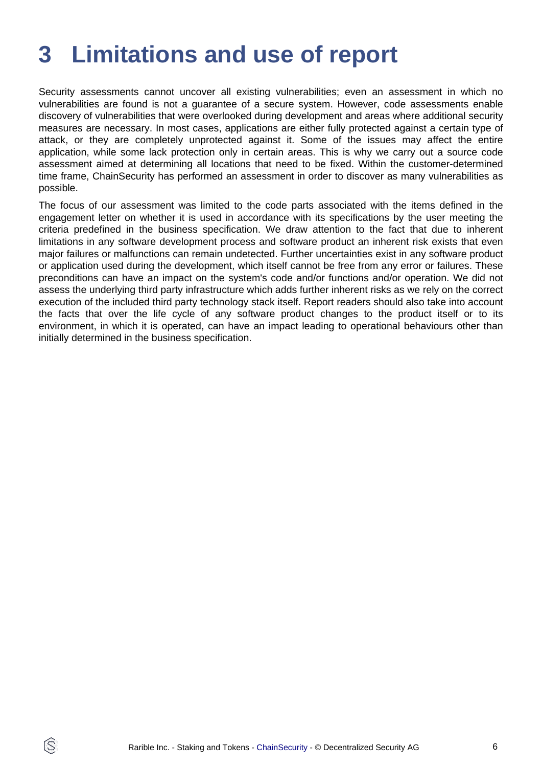# 3 Limitations and use of report

Security assessments cannot uncover all existing vulnerabilities; even an assessment in which no vulnerabilities are found is not a guarantee of a secure system. However, code assessments enable discovery of vulnerabilities that were overlooked during development and areas where additional security measures are necessary. In most cases, applications are either fully protected against a certain type of attack, or they are completely unprotected against it. Some of the issues may affect the entire application, while some lack protection only in certain areas. This is why we carry out a source code assessment aimed at determining all locations that need to be fixed. Within the customer-determined time frame, ChainSecurity has performed an assessment in order to discover as many vulnerabilities as possible.

The focus of our assessment was limited to the code parts associated with the items defined in the engagement letter on whether it is used in accordance with its specifications by the user meeting the criteria predefined in the business specification. We draw attention to the fact that due to inherent limitations in any software development process and software product an inherent risk exists that even major failures or malfunctions can remain undetected. Further uncertainties exist in any software product or application used during the development, which itself cannot be free from any error or failures. These preconditions can have an impact on the system's code and/or functions and/or operation. We did not assess the underlying third party infrastructure which adds further inherent risks as we rely on the correct execution of the included third party technology stack itself. Report readers should also take into account the facts that over the life cycle of any software product changes to the product itself or to its environment, in which it is operated, can have an impact leading to operational behaviours other than initially determined in the business specification.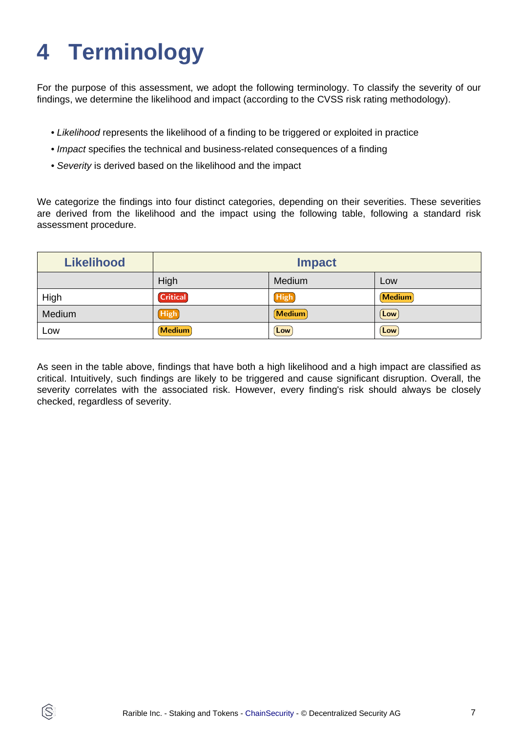# 4 Terminology

For the purpose of this assessment, we adopt the following terminology. To classify the severity of our findings, we determine the likelihood and impact (according to the CVSS risk rating methodology).

- *Likelihood* represents the likelihood of a finding to be triggered or exploited in practice
- *Impact* specifies the technical and business-related consequences of a finding
- *Severity* is derived based on the likelihood and the impact

We categorize the findings into four distinct categories, depending on their severities. These severities are derived from the likelihood and the impact using the following table, following a standard risk assessment procedure.

| Likelihood | Impact | | |
|---|---|---|---|
| | High | Medium | Low |
| High | Critical | High | Medium |
| Medium | High | Medium | Low |
| Low | Medium | Low | Low |

As seen in the table above, findings that have both a high likelihood and a high impact are classified as critical. Intuitively, such findings are likely to be triggered and cause significant disruption. Overall, the severity correlates with the associated risk. However, every finding's risk should always be closely checked, regardless of severity.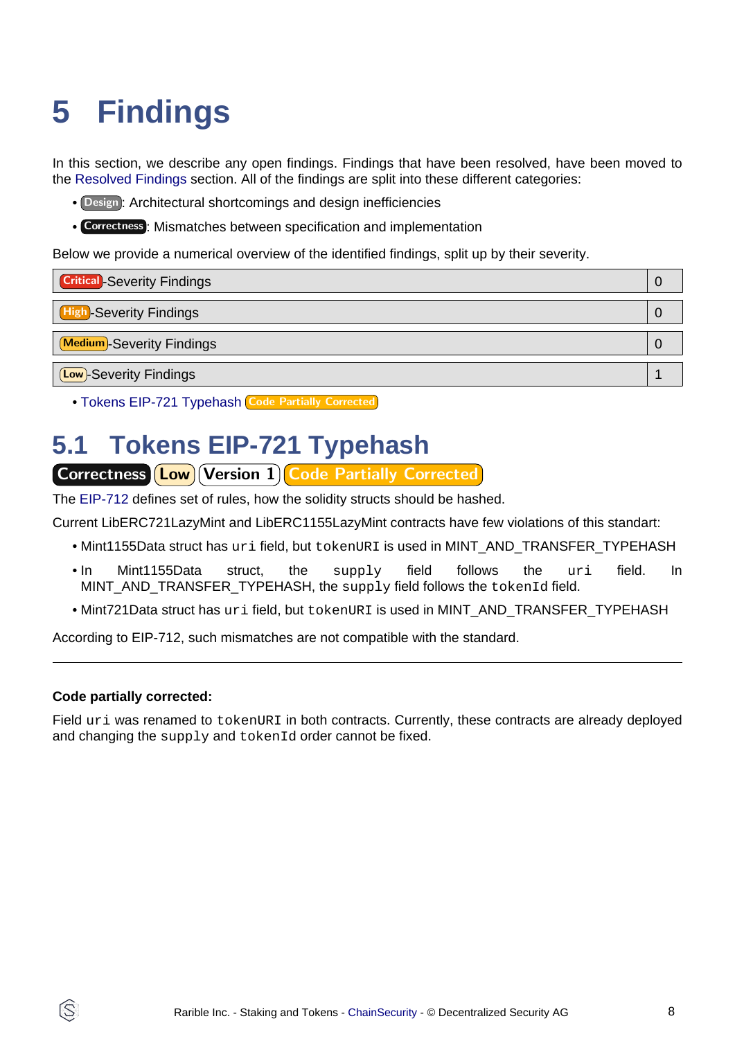# 5 Findings

In this section, we describe any open findings. Findings that have been resolved, have been moved to the Resolved Findings section. All of the findings are split into these different categories:

- Design: Architectural shortcomings and design inefficiencies
- Correctness: Mismatches between specification and implementation

Below we provide a numerical overview of the identified findings, split up by their severity.

| | |
|---|---|
| Critical-Severity Findings | 0 |
| High-Severity Findings | 0 |
| Medium-Severity Findings | 0 |
| Low-Severity Findings | 1 |

- Tokens EIP-721 Typehash Code Partially Corrected

## 5.1 Tokens EIP-721 Typehash

Correctness Low Version 1 Code Partially Corrected

The EIP-712 defines set of rules, how the solidity structs should be hashed.

Current LibERC721LazyMint and LibERC1155LazyMint contracts have few violations of this standart:

- Mint1155Data struct has `uri` field, but `tokenURI` is used in MINT_AND_TRANSFER_TYPEHASH
- In Mint1155Data struct, the `supply` field follows the `uri` field. In MINT_AND_TRANSFER_TYPEHASH, the `supply` field follows the `tokenId` field.
- Mint721Data struct has `uri` field, but `tokenURI` is used in MINT_AND_TRANSFER_TYPEHASH

According to EIP-712, such mismatches are not compatible with the standard.

---

**Code partially corrected:**

Field `uri` was renamed to `tokenURI` in both contracts. Currently, these contracts are already deployed and changing the `supply` and `tokenId` order cannot be fixed.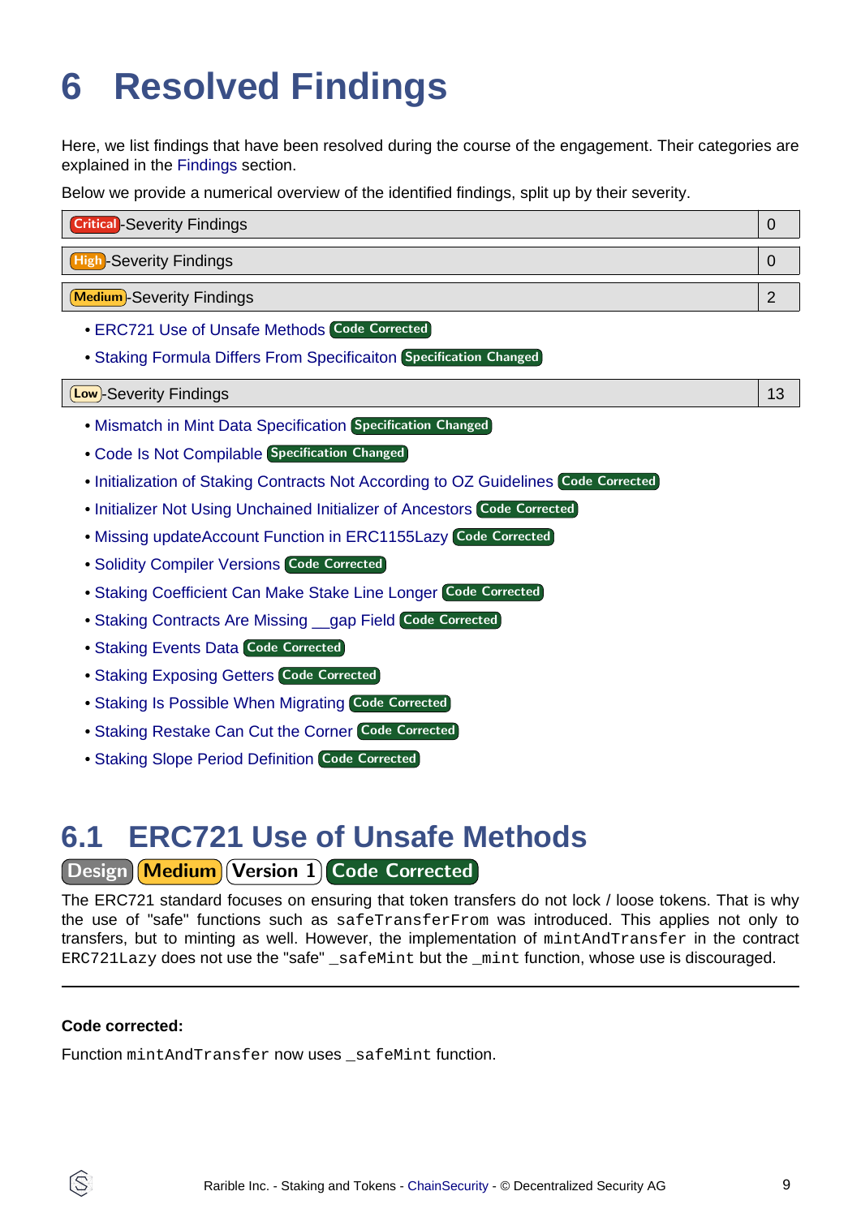# 6 Resolved Findings

Here, we list findings that have been resolved during the course of the engagement. Their categories are explained in the Findings section.

Below we provide a numerical overview of the identified findings, split up by their severity.

| Critical-Severity Findings | 0 |
|---|---|

| High-Severity Findings | 0 |
|---|---|

| Medium-Severity Findings | 2 |
|---|---|

- ERC721 Use of Unsafe Methods Code Corrected
- Staking Formula Differs From Specificaiton Specification Changed

| Low-Severity Findings | 13 |
|---|---|

- Mismatch in Mint Data Specification Specification Changed
- Code Is Not Compilable Specification Changed
- Initialization of Staking Contracts Not According to OZ Guidelines Code Corrected
- Initializer Not Using Unchained Initializer of Ancestors Code Corrected
- Missing updateAccount Function in ERC1155Lazy Code Corrected
- Solidity Compiler Versions Code Corrected
- Staking Coefficient Can Make Stake Line Longer Code Corrected
- Staking Contracts Are Missing __gap Field Code Corrected
- Staking Events Data Code Corrected
- Staking Exposing Getters Code Corrected
- Staking Is Possible When Migrating Code Corrected
- Staking Restake Can Cut the Corner Code Corrected
- Staking Slope Period Definition Code Corrected

## 6.1 ERC721 Use of Unsafe Methods

Design Medium Version 1 Code Corrected

The ERC721 standard focuses on ensuring that token transfers do not lock / loose tokens. That is why the use of "safe" functions such as `safeTransferFrom` was introduced. This applies not only to transfers, but to minting as well. However, the implementation of `mintAndTransfer` in the contract `ERC721Lazy` does not use the "safe" `_safeMint` but the `_mint` function, whose use is discouraged.

---

**Code corrected:**

Function `mintAndTransfer` now uses `_safeMint` function.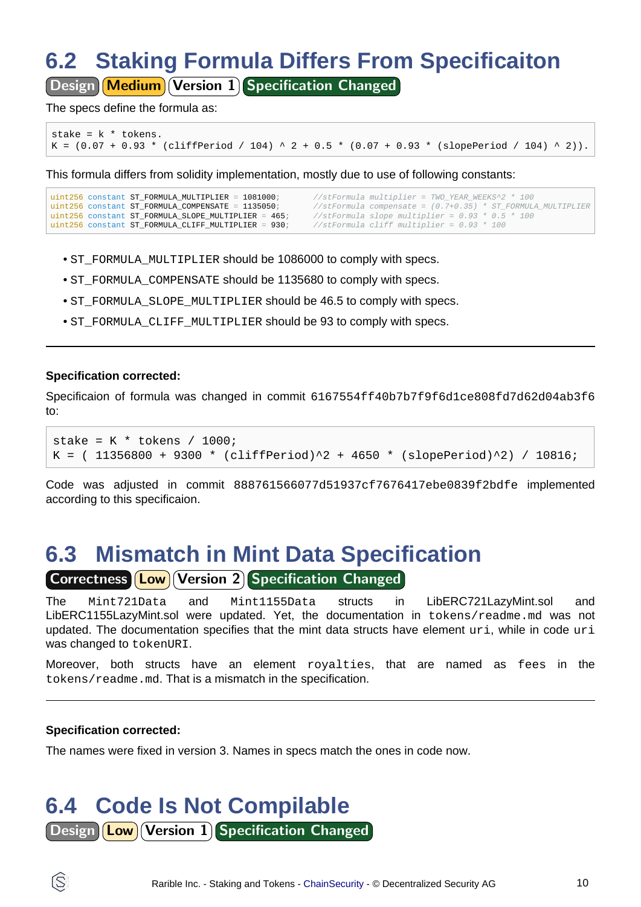## 6.2 Staking Formula Differs From Specificaiton

Design | Medium | Version 1 | Specification Changed

The specs define the formula as:

```
stake = k * tokens.
K = (0.07 + 0.93 * (cliffPeriod / 104) ^ 2 + 0.5 * (0.07 + 0.93 * (slopePeriod / 104) ^ 2)).
```

This formula differs from solidity implementation, mostly due to use of following constants:

```
uint256 constant ST_FORMULA_MULTIPLIER = 1081000;       //stFormula multiplier = TWO_YEAR_WEEKS^2 * 100
uint256 constant ST_FORMULA_COMPENSATE = 1135050;       //stFormula compensate = (0.7+0.35) * ST_FORMULA_MULTIPLIER
uint256 constant ST_FORMULA_SLOPE_MULTIPLIER = 465;     //stFormula slope multiplier = 0.93 * 0.5 * 100
uint256 constant ST_FORMULA_CLIFF_MULTIPLIER = 930;     //stFormula cliff multiplier = 0.93 * 100
```

- `ST_FORMULA_MULTIPLIER` should be 1086000 to comply with specs.
- `ST_FORMULA_COMPENSATE` should be 1135680 to comply with specs.
- `ST_FORMULA_SLOPE_MULTIPLIER` should be 46.5 to comply with specs.
- `ST_FORMULA_CLIFF_MULTIPLIER` should be 93 to comply with specs.

---

**Specification corrected:**

Specificaion of formula was changed in commit `6167554ff40b7b7f9f6d1ce808fd7d62d04ab3f6` to:

```
stake = K * tokens / 1000;
K = ( 11356800 + 9300 * (cliffPeriod)^2 + 4650 * (slopePeriod)^2) / 10816;
```

Code was adjusted in commit `888761566077d51937cf7676417ebe0839f2bdfe` implemented according to this specificaion.

## 6.3 Mismatch in Mint Data Specification

Correctness | Low | Version 2 | Specification Changed

The `Mint721Data` and `Mint1155Data` structs in LibERC721LazyMint.sol and LibERC1155LazyMint.sol were updated. Yet, the documentation in `tokens/readme.md` was not updated. The documentation specifies that the mint data structs have element `uri`, while in code `uri` was changed to `tokenURI`.

Moreover, both structs have an element `royalties`, that are named as `fees` in the `tokens/readme.md`. That is a mismatch in the specification.

---

**Specification corrected:**

The names were fixed in version 3. Names in specs match the ones in code now.

## 6.4 Code Is Not Compilable

Design | Low | Version 1 | Specification Changed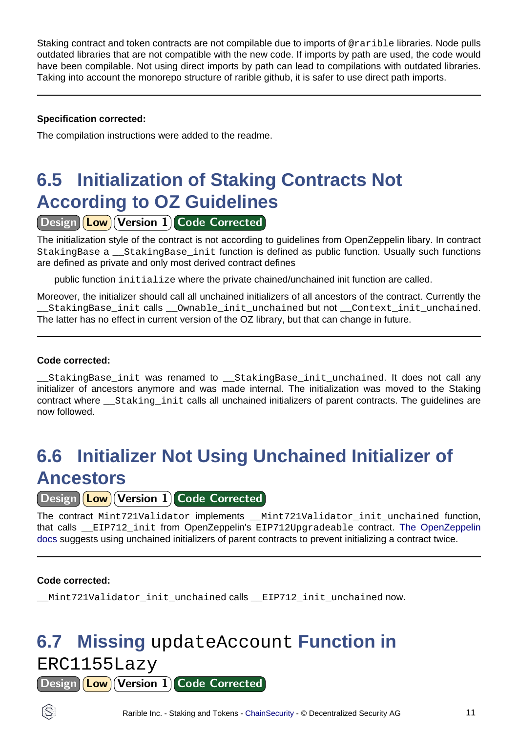Staking contract and token contracts are not compilable due to imports of `@rarible` libraries. Node pulls outdated libraries that are not compatible with the new code. If imports by path are used, the code would have been compilable. Not using direct imports by path can lead to compilations with outdated libraries. Taking into account the monorepo structure of rarible github, it is safer to use direct path imports.

---

**Specification corrected:**

The compilation instructions were added to the readme.

## 6.5 Initialization of Staking Contracts Not According to OZ Guidelines

Design | Low | Version 1 | Code Corrected

The initialization style of the contract is not according to guidelines from OpenZeppelin libary. In contract `StakingBase` a `__StakingBase_init` function is defined as public function. Usually such functions are defined as private and only most derived contract defines

> public function `initialize` where the private chained/unchained init function are called.

Moreover, the initializer should call all unchained initializers of all ancestors of the contract. Currently the `__StakingBase_init` calls `__Ownable_init_unchained` but not `__Context_init_unchained`. The latter has no effect in current version of the OZ library, but that can change in future.

---

**Code corrected:**

`__StakingBase_init` was renamed to `__StakingBase_init_unchained`. It does not call any initializer of ancestors anymore and was made internal. The initialization was moved to the Staking contract where `__Staking_init` calls all unchained initializers of parent contracts. The guidelines are now followed.

## 6.6 Initializer Not Using Unchained Initializer of Ancestors

Design | Low | Version 1 | Code Corrected

The contract `Mint721Validator` implements `__Mint721Validator_init_unchained` function, that calls `__EIP712_init` from OpenZeppelin's `EIP712Upgradeable` contract. The OpenZeppelin docs suggests using unchained initializers of parent contracts to prevent initializing a contract twice.

---

**Code corrected:**

`__Mint721Validator_init_unchained` calls `__EIP712_init_unchained` now.

## 6.7 Missing `updateAccount` Function in `ERC1155Lazy`

Design | Low | Version 1 | Code Corrected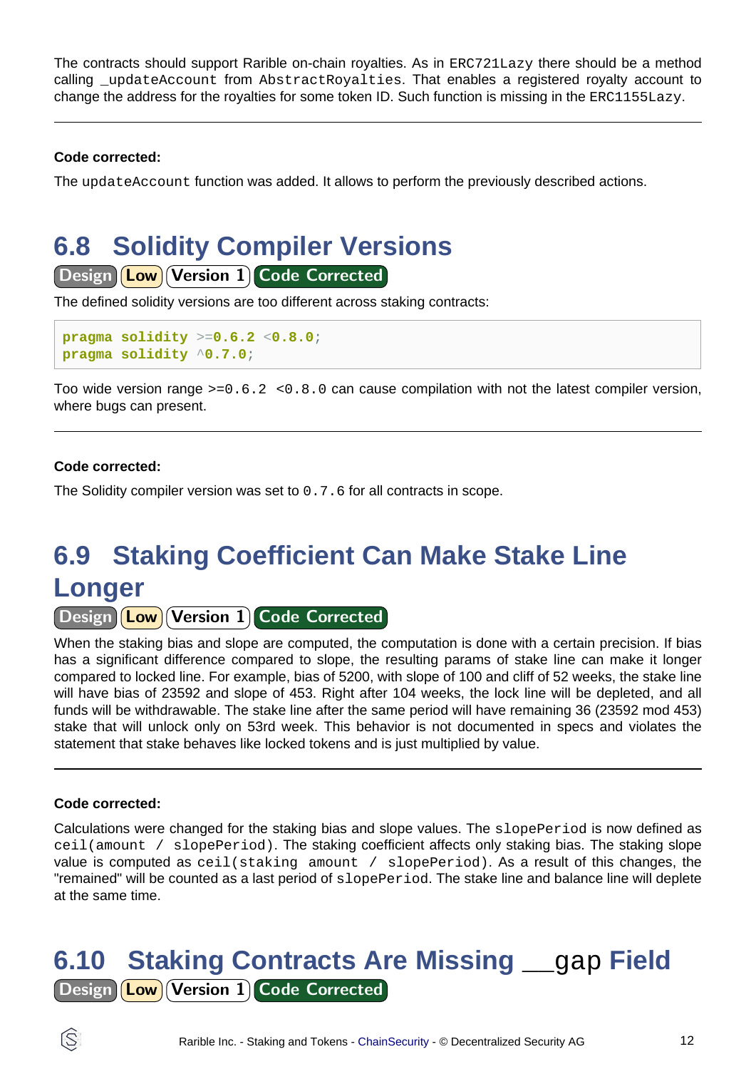The contracts should support Rarible on-chain royalties. As in `ERC721Lazy` there should be a method calling `_updateAccount` from `AbstractRoyalties`. That enables a registered royalty account to change the address for the royalties for some token ID. Such function is missing in the `ERC1155Lazy`.

---

**Code corrected:**

The `updateAccount` function was added. It allows to perform the previously described actions.

## 6.8 Solidity Compiler Versions

Design | Low | Version 1 | Code Corrected

The defined solidity versions are too different across staking contracts:

```
pragma solidity >=0.6.2 <0.8.0;
pragma solidity ^0.7.0;
```

Too wide version range `>=0.6.2 <0.8.0` can cause compilation with not the latest compiler version, where bugs can present.

---

**Code corrected:**

The Solidity compiler version was set to `0.7.6` for all contracts in scope.

## 6.9 Staking Coefficient Can Make Stake Line Longer

Design | Low | Version 1 | Code Corrected

When the staking bias and slope are computed, the computation is done with a certain precision. If bias has a significant difference compared to slope, the resulting params of stake line can make it longer compared to locked line. For example, bias of 5200, with slope of 100 and cliff of 52 weeks, the stake line will have bias of 23592 and slope of 453. Right after 104 weeks, the lock line will be depleted, and all funds will be withdrawable. The stake line after the same period will have remaining 36 (23592 mod 453) stake that will unlock only on 53rd week. This behavior is not documented in specs and violates the statement that stake behaves like locked tokens and is just multiplied by value.

---

**Code corrected:**

Calculations were changed for the staking bias and slope values. The `slopePeriod` is now defined as `ceil(amount / slopePeriod)`. The staking coefficient affects only staking bias. The staking slope value is computed as `ceil(staking amount / slopePeriod)`. As a result of this changes, the "remained" will be counted as a last period of `slopePeriod`. The stake line and balance line will deplete at the same time.

## 6.10 Staking Contracts Are Missing `__gap` Field

Design | Low | Version 1 | Code Corrected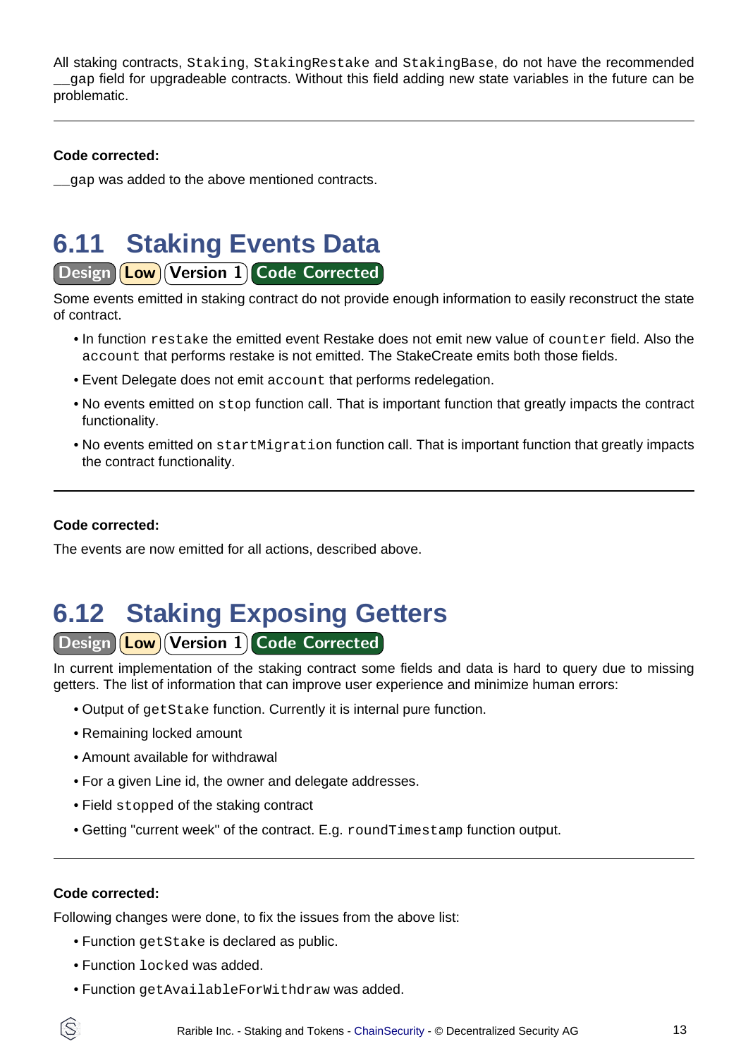All staking contracts, `Staking`, `StakingRestake` and `StakingBase`, do not have the recommended `__gap` field for upgradeable contracts. Without this field adding new state variables in the future can be problematic.

---

**Code corrected:**

`__gap` was added to the above mentioned contracts.

## 6.11 Staking Events Data

Design | Low | Version 1 | Code Corrected

Some events emitted in staking contract do not provide enough information to easily reconstruct the state of contract.

- In function `restake` the emitted event Restake does not emit new value of `counter` field. Also the `account` that performs restake is not emitted. The StakeCreate emits both those fields.
- Event Delegate does not emit `account` that performs redelegation.
- No events emitted on `stop` function call. That is important function that greatly impacts the contract functionality.
- No events emitted on `startMigration` function call. That is important function that greatly impacts the contract functionality.

---

**Code corrected:**

The events are now emitted for all actions, described above.

## 6.12 Staking Exposing Getters

Design | Low | Version 1 | Code Corrected

In current implementation of the staking contract some fields and data is hard to query due to missing getters. The list of information that can improve user experience and minimize human errors:

- Output of `getStake` function. Currently it is internal pure function.
- Remaining locked amount
- Amount available for withdrawal
- For a given Line id, the owner and delegate addresses.
- Field `stopped` of the staking contract
- Getting "current week" of the contract. E.g. `roundTimestamp` function output.

---

**Code corrected:**

Following changes were done, to fix the issues from the above list:

- Function `getStake` is declared as public.
- Function `locked` was added.
- Function `getAvailableForWithdraw` was added.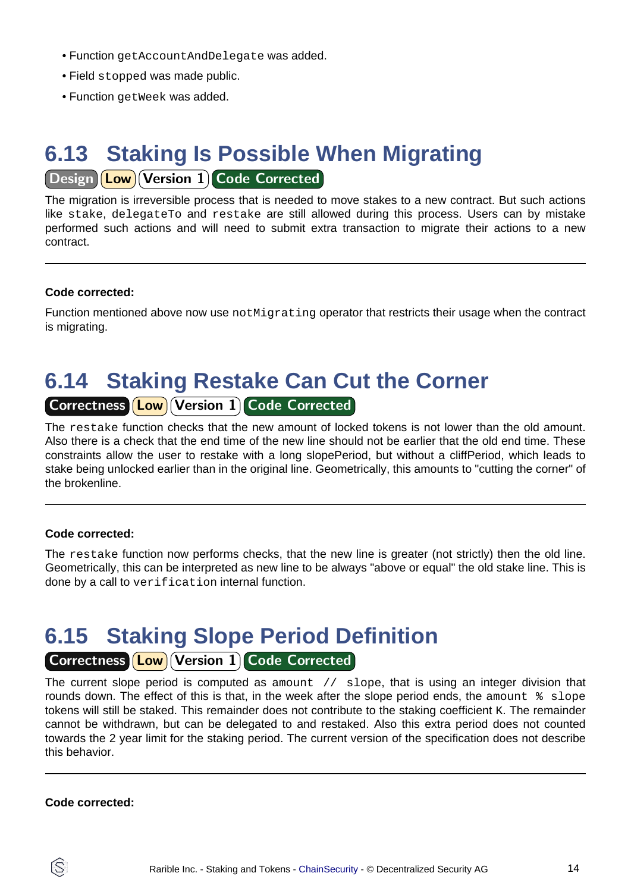- Function `getAccountAndDelegate` was added.
- Field `stopped` was made public.
- Function `getWeek` was added.

## 6.13 Staking Is Possible When Migrating

Design | Low | Version 1 | Code Corrected

The migration is irreversible process that is needed to move stakes to a new contract. But such actions like `stake`, `delegateTo` and `restake` are still allowed during this process. Users can by mistake performed such actions and will need to submit extra transaction to migrate their actions to a new contract.

---

**Code corrected:**

Function mentioned above now use `notMigrating` operator that restricts their usage when the contract is migrating.

## 6.14 Staking Restake Can Cut the Corner

Correctness | Low | Version 1 | Code Corrected

The `restake` function checks that the new amount of locked tokens is not lower than the old amount. Also there is a check that the end time of the new line should not be earlier that the old end time. These constraints allow the user to restake with a long slopePeriod, but without a cliffPeriod, which leads to stake being unlocked earlier than in the original line. Geometrically, this amounts to "cutting the corner" of the brokenline.

---

**Code corrected:**

The `restake` function now performs checks, that the new line is greater (not strictly) then the old line. Geometrically, this can be interpreted as new line to be always "above or equal" the old stake line. This is done by a call to `verification` internal function.

## 6.15 Staking Slope Period Definition

Correctness | Low | Version 1 | Code Corrected

The current slope period is computed as `amount // slope`, that is using an integer division that rounds down. The effect of this is that, in the week after the slope period ends, the `amount % slope` tokens will still be staked. This remainder does not contribute to the staking coefficient K. The remainder cannot be withdrawn, but can be delegated to and restaked. Also this extra period does not counted towards the 2 year limit for the staking period. The current version of the specification does not describe this behavior.

---

**Code corrected:**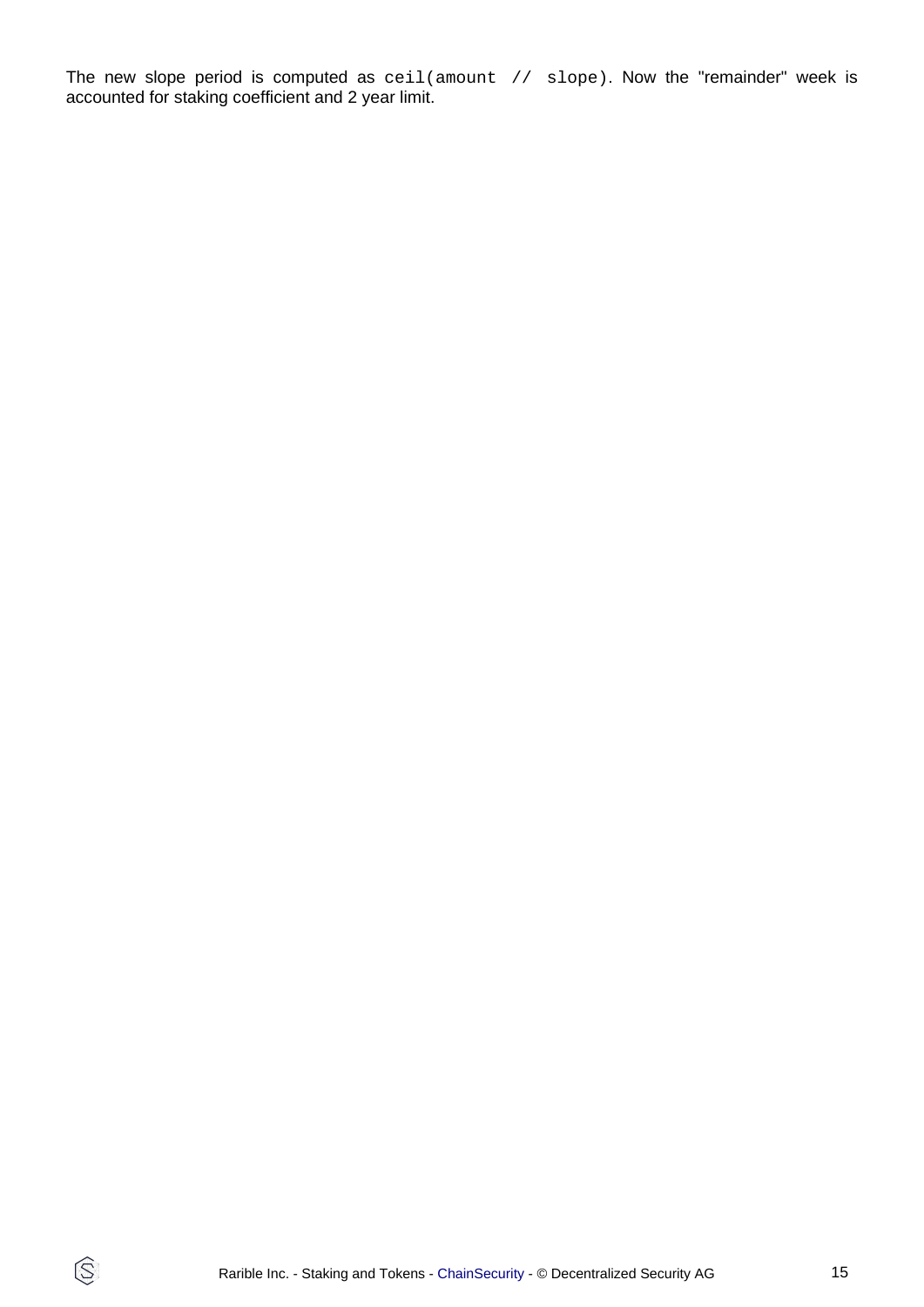The new slope period is computed as `ceil(amount // slope)`. Now the "remainder" week is accounted for staking coefficient and 2 year limit.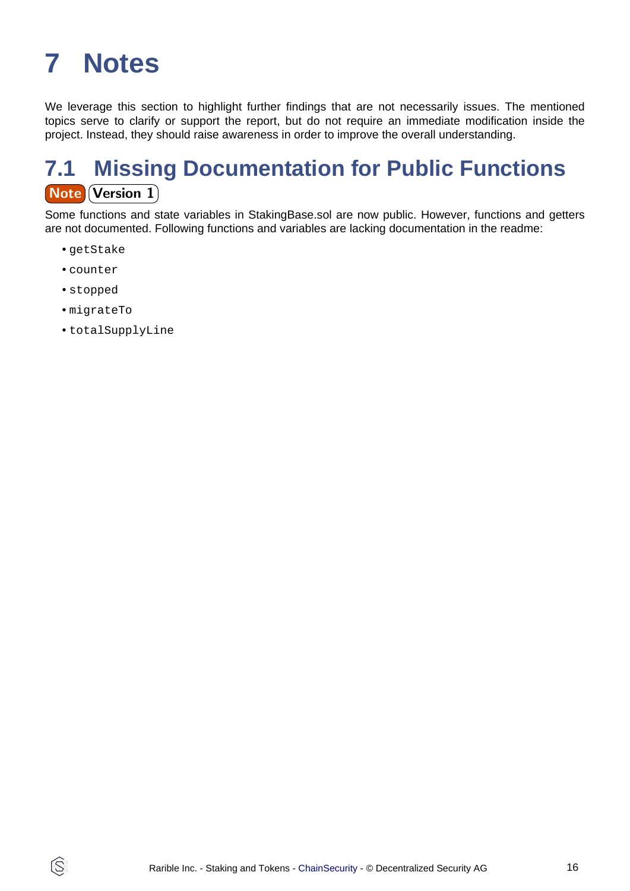# 7 Notes

We leverage this section to highlight further findings that are not necessarily issues. The mentioned topics serve to clarify or support the report, but do not require an immediate modification inside the project. Instead, they should raise awareness in order to improve the overall understanding.

## 7.1 Missing Documentation for Public Functions

Note Version 1

Some functions and state variables in StakingBase.sol are now public. However, functions and getters are not documented. Following functions and variables are lacking documentation in the readme:

- `getStake`
- `counter`
- `stopped`
- `migrateTo`
- `totalSupplyLine`